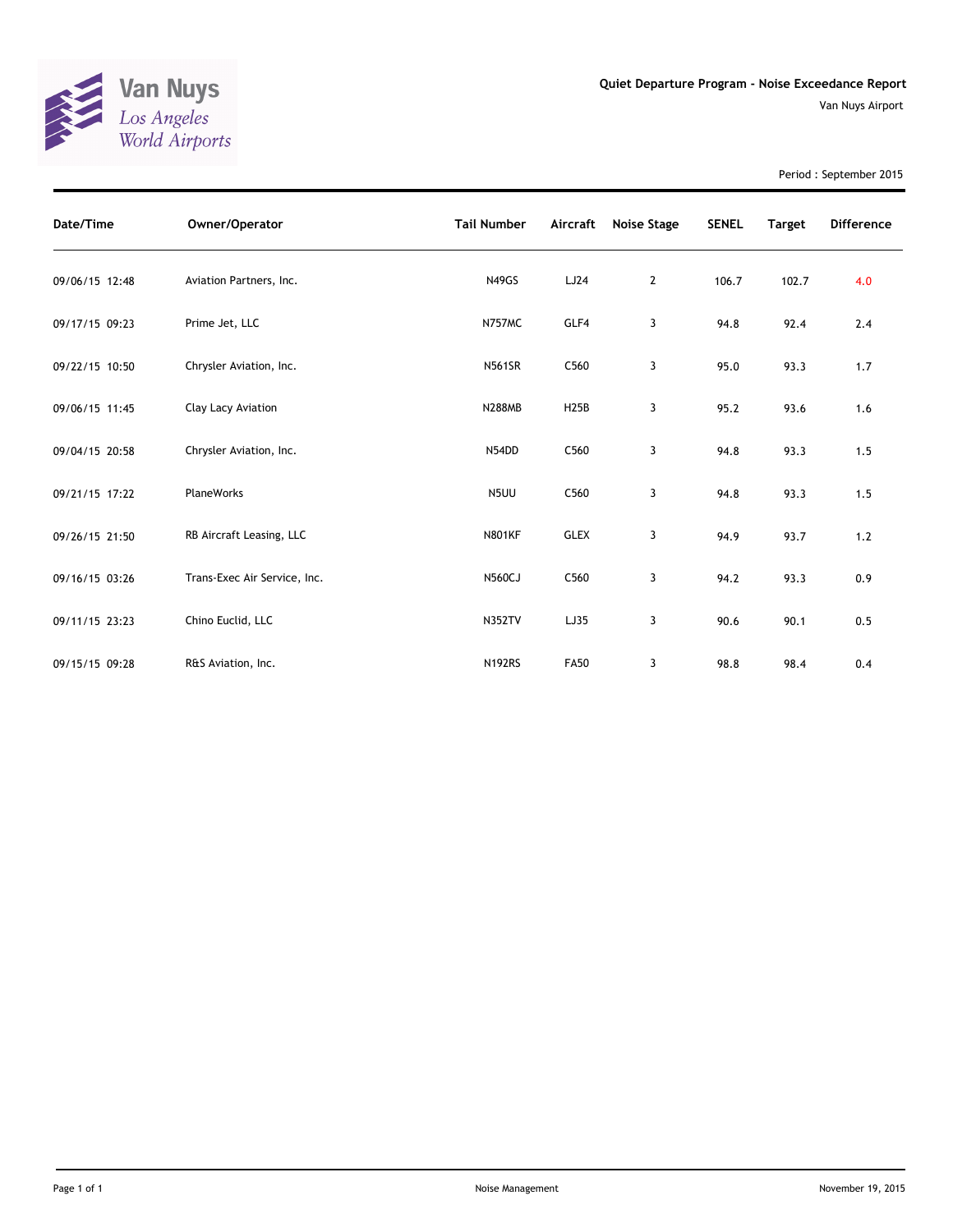Van Nuys
*Los Angeles World Airports*

**Quiet Departure Program - Noise Exceedance Report**

Van Nuys Airport

Period : September 2015

| Date/Time | Owner/Operator | Tail Number | Aircraft | Noise Stage | SENEL | Target | Difference |
|---|---|---|---|---|---|---|---|
| 09/06/15 12:48 | Aviation Partners, Inc. | N49GS | LJ24 | 2 | 106.7 | 102.7 | 4.0 |
| 09/17/15 09:23 | Prime Jet, LLC | N757MC | GLF4 | 3 | 94.8 | 92.4 | 2.4 |
| 09/22/15 10:50 | Chrysler Aviation, Inc. | N561SR | C560 | 3 | 95.0 | 93.3 | 1.7 |
| 09/06/15 11:45 | Clay Lacy Aviation | N288MB | H25B | 3 | 95.2 | 93.6 | 1.6 |
| 09/04/15 20:58 | Chrysler Aviation, Inc. | N54DD | C560 | 3 | 94.8 | 93.3 | 1.5 |
| 09/21/15 17:22 | PlaneWorks | N5UU | C560 | 3 | 94.8 | 93.3 | 1.5 |
| 09/26/15 21:50 | RB Aircraft Leasing, LLC | N801KF | GLEX | 3 | 94.9 | 93.7 | 1.2 |
| 09/16/15 03:26 | Trans-Exec Air Service, Inc. | N560CJ | C560 | 3 | 94.2 | 93.3 | 0.9 |
| 09/11/15 23:23 | Chino Euclid, LLC | N352TV | LJ35 | 3 | 90.6 | 90.1 | 0.5 |
| 09/15/15 09:28 | R&S Aviation, Inc. | N192RS | FA50 | 3 | 98.8 | 98.4 | 0.4 |

Noise Management

November 19, 2015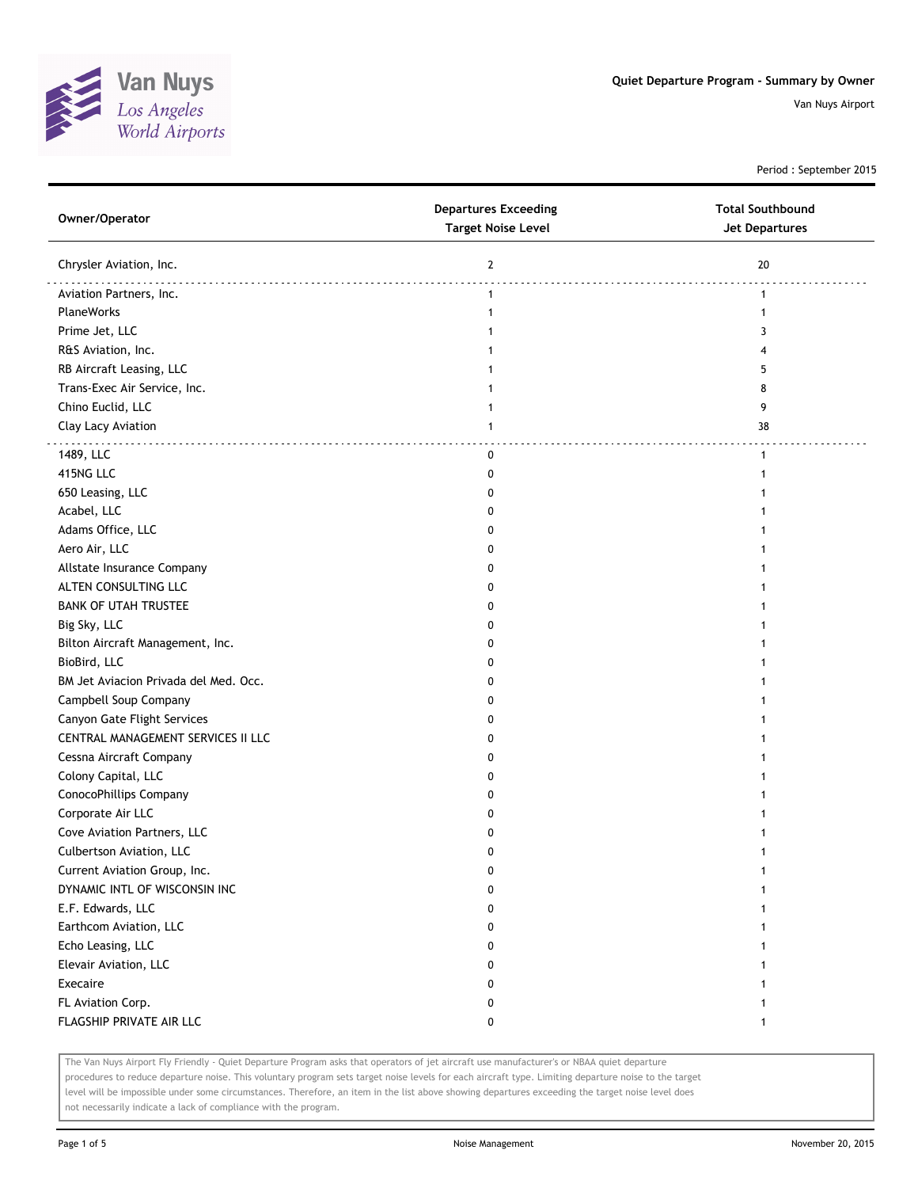# Quiet Departure Program - Summary by Owner

Van Nuys Airport

Period : September 2015

| Owner/Operator | Departures Exceeding Target Noise Level | Total Southbound Jet Departures |
|---|---|---|
| Chrysler Aviation, Inc. | 2 | 20 |
| Aviation Partners, Inc. | 1 | 1 |
| PlaneWorks | 1 | 1 |
| Prime Jet, LLC | 1 | 3 |
| R&S Aviation, Inc. | 1 | 4 |
| RB Aircraft Leasing, LLC | 1 | 5 |
| Trans-Exec Air Service, Inc. | 1 | 8 |
| Chino Euclid, LLC | 1 | 9 |
| Clay Lacy Aviation | 1 | 38 |
| 1489, LLC | 0 | 1 |
| 415NG LLC | 0 | 1 |
| 650 Leasing, LLC | 0 | 1 |
| Acabel, LLC | 0 | 1 |
| Adams Office, LLC | 0 | 1 |
| Aero Air, LLC | 0 | 1 |
| Allstate Insurance Company | 0 | 1 |
| ALTEN CONSULTING LLC | 0 | 1 |
| BANK OF UTAH TRUSTEE | 0 | 1 |
| Big Sky, LLC | 0 | 1 |
| Bilton Aircraft Management, Inc. | 0 | 1 |
| BioBird, LLC | 0 | 1 |
| BM Jet Aviacion Privada del Med. Occ. | 0 | 1 |
| Campbell Soup Company | 0 | 1 |
| Canyon Gate Flight Services | 0 | 1 |
| CENTRAL MANAGEMENT SERVICES II LLC | 0 | 1 |
| Cessna Aircraft Company | 0 | 1 |
| Colony Capital, LLC | 0 | 1 |
| ConocoPhillips Company | 0 | 1 |
| Corporate Air LLC | 0 | 1 |
| Cove Aviation Partners, LLC | 0 | 1 |
| Culbertson Aviation, LLC | 0 | 1 |
| Current Aviation Group, Inc. | 0 | 1 |
| DYNAMIC INTL OF WISCONSIN INC | 0 | 1 |
| E.F. Edwards, LLC | 0 | 1 |
| Earthcom Aviation, LLC | 0 | 1 |
| Echo Leasing, LLC | 0 | 1 |
| Elevair Aviation, LLC | 0 | 1 |
| Execaire | 0 | 1 |
| FL Aviation Corp. | 0 | 1 |
| FLAGSHIP PRIVATE AIR LLC | 0 | 1 |

The Van Nuys Airport Fly Friendly - Quiet Departure Program asks that operators of jet aircraft use manufacturer's or NBAA quiet departure procedures to reduce departure noise. This voluntary program sets target noise levels for each aircraft type. Limiting departure noise to the target level will be impossible under some circumstances. Therefore, an item in the list above showing departures exceeding the target noise level does not necessarily indicate a lack of compliance with the program.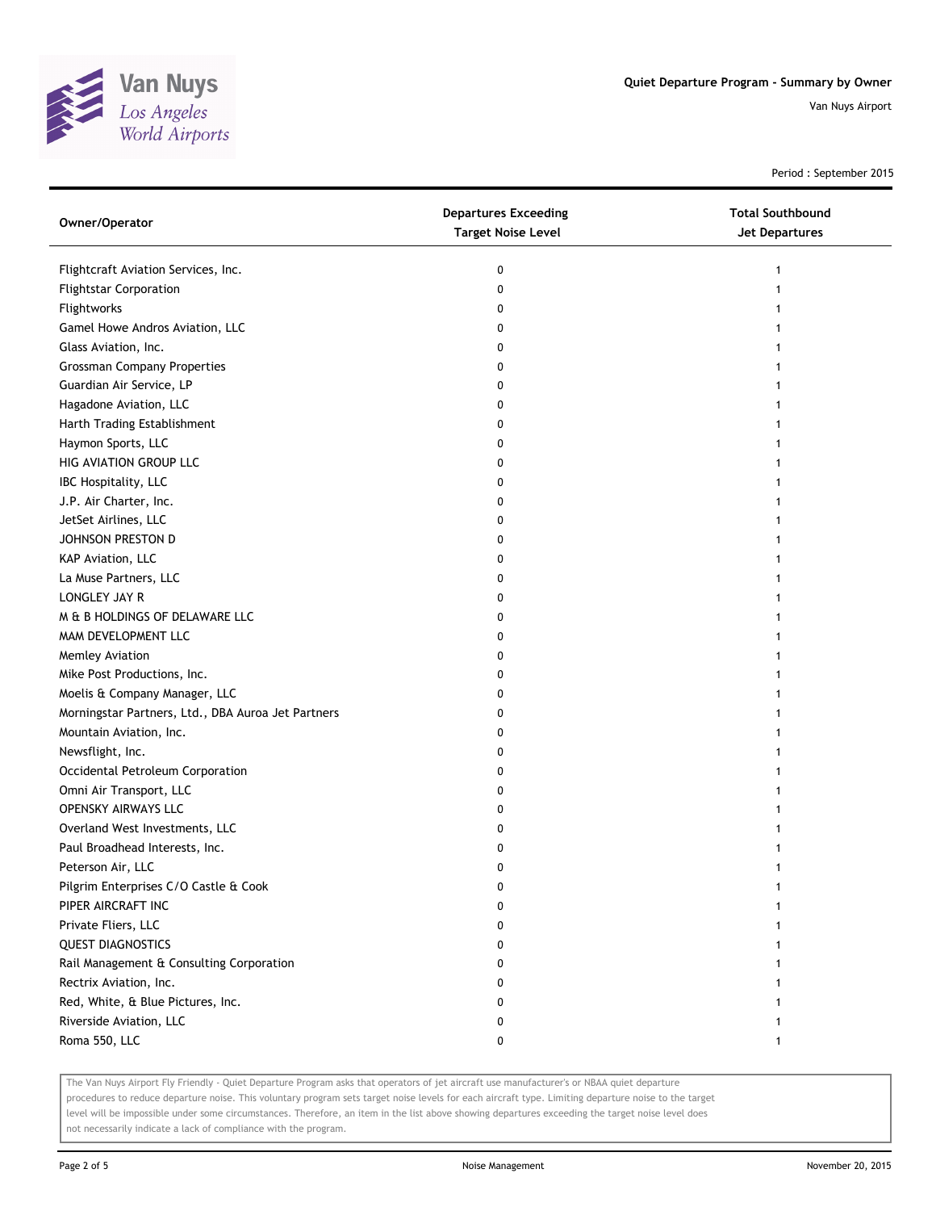Van Nuys
Los Angeles
World Airports

**Quiet Departure Program - Summary by Owner**

Van Nuys Airport

Period : September 2015

| Owner/Operator | Departures Exceeding Target Noise Level | Total Southbound Jet Departures |
|---|---|---|
| Flightcraft Aviation Services, Inc. | 0 | 1 |
| Flightstar Corporation | 0 | 1 |
| Flightworks | 0 | 1 |
| Gamel Howe Andros Aviation, LLC | 0 | 1 |
| Glass Aviation, Inc. | 0 | 1 |
| Grossman Company Properties | 0 | 1 |
| Guardian Air Service, LP | 0 | 1 |
| Hagadone Aviation, LLC | 0 | 1 |
| Harth Trading Establishment | 0 | 1 |
| Haymon Sports, LLC | 0 | 1 |
| HIG AVIATION GROUP LLC | 0 | 1 |
| IBC Hospitality, LLC | 0 | 1 |
| J.P. Air Charter, Inc. | 0 | 1 |
| JetSet Airlines, LLC | 0 | 1 |
| JOHNSON PRESTON D | 0 | 1 |
| KAP Aviation, LLC | 0 | 1 |
| La Muse Partners, LLC | 0 | 1 |
| LONGLEY JAY R | 0 | 1 |
| M & B HOLDINGS OF DELAWARE LLC | 0 | 1 |
| MAM DEVELOPMENT LLC | 0 | 1 |
| Memley Aviation | 0 | 1 |
| Mike Post Productions, Inc. | 0 | 1 |
| Moelis & Company Manager, LLC | 0 | 1 |
| Morningstar Partners, Ltd., DBA Auroa Jet Partners | 0 | 1 |
| Mountain Aviation, Inc. | 0 | 1 |
| Newsflight, Inc. | 0 | 1 |
| Occidental Petroleum Corporation | 0 | 1 |
| Omni Air Transport, LLC | 0 | 1 |
| OPENSKY AIRWAYS LLC | 0 | 1 |
| Overland West Investments, LLC | 0 | 1 |
| Paul Broadhead Interests, Inc. | 0 | 1 |
| Peterson Air, LLC | 0 | 1 |
| Pilgrim Enterprises C/O Castle & Cook | 0 | 1 |
| PIPER AIRCRAFT INC | 0 | 1 |
| Private Fliers, LLC | 0 | 1 |
| QUEST DIAGNOSTICS | 0 | 1 |
| Rail Management & Consulting Corporation | 0 | 1 |
| Rectrix Aviation, Inc. | 0 | 1 |
| Red, White, & Blue Pictures, Inc. | 0 | 1 |
| Riverside Aviation, LLC | 0 | 1 |
| Roma 550, LLC | 0 | 1 |

The Van Nuys Airport Fly Friendly - Quiet Departure Program asks that operators of jet aircraft use manufacturer's or NBAA quiet departure procedures to reduce departure noise. This voluntary program sets target noise levels for each aircraft type. Limiting departure noise to the target level will be impossible under some circumstances. Therefore, an item in the list above showing departures exceeding the target noise level does not necessarily indicate a lack of compliance with the program.

Noise Management

November 20, 2015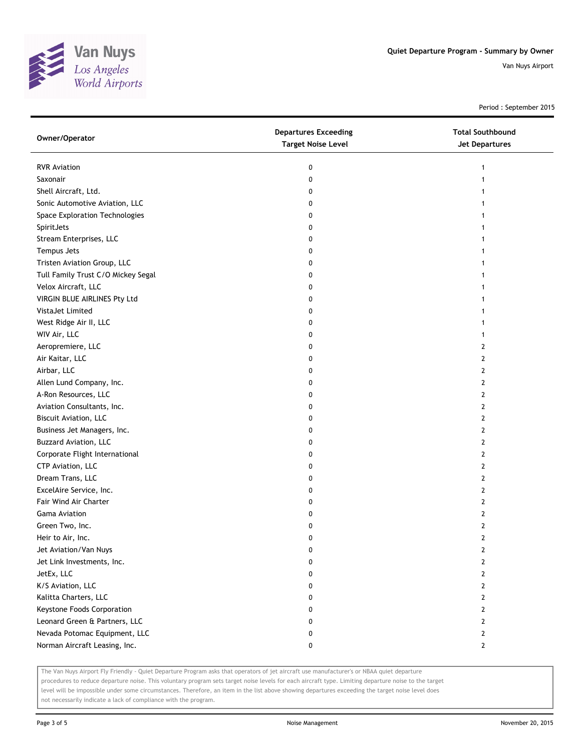# Quiet Departure Program - Summary by Owner

Van Nuys Airport

Period : September 2015

| Owner/Operator | Departures Exceeding Target Noise Level | Total Southbound Jet Departures |
|---|---|---|
| RVR Aviation | 0 | 1 |
| Saxonair | 0 | 1 |
| Shell Aircraft, Ltd. | 0 | 1 |
| Sonic Automotive Aviation, LLC | 0 | 1 |
| Space Exploration Technologies | 0 | 1 |
| SpiritJets | 0 | 1 |
| Stream Enterprises, LLC | 0 | 1 |
| Tempus Jets | 0 | 1 |
| Tristen Aviation Group, LLC | 0 | 1 |
| Tull Family Trust C/O Mickey Segal | 0 | 1 |
| Velox Aircraft, LLC | 0 | 1 |
| VIRGIN BLUE AIRLINES Pty Ltd | 0 | 1 |
| VistaJet Limited | 0 | 1 |
| West Ridge Air II, LLC | 0 | 1 |
| WIV Air, LLC | 0 | 1 |
| Aeropremiere, LLC | 0 | 2 |
| Air Kaitar, LLC | 0 | 2 |
| Airbar, LLC | 0 | 2 |
| Allen Lund Company, Inc. | 0 | 2 |
| A-Ron Resources, LLC | 0 | 2 |
| Aviation Consultants, Inc. | 0 | 2 |
| Biscuit Aviation, LLC | 0 | 2 |
| Business Jet Managers, Inc. | 0 | 2 |
| Buzzard Aviation, LLC | 0 | 2 |
| Corporate Flight International | 0 | 2 |
| CTP Aviation, LLC | 0 | 2 |
| Dream Trans, LLC | 0 | 2 |
| ExcelAire Service, Inc. | 0 | 2 |
| Fair Wind Air Charter | 0 | 2 |
| Gama Aviation | 0 | 2 |
| Green Two, Inc. | 0 | 2 |
| Heir to Air, Inc. | 0 | 2 |
| Jet Aviation/Van Nuys | 0 | 2 |
| Jet Link Investments, Inc. | 0 | 2 |
| JetEx, LLC | 0 | 2 |
| K/S Aviation, LLC | 0 | 2 |
| Kalitta Charters, LLC | 0 | 2 |
| Keystone Foods Corporation | 0 | 2 |
| Leonard Green & Partners, LLC | 0 | 2 |
| Nevada Potomac Equipment, LLC | 0 | 2 |
| Norman Aircraft Leasing, Inc. | 0 | 2 |

The Van Nuys Airport Fly Friendly - Quiet Departure Program asks that operators of jet aircraft use manufacturer's or NBAA quiet departure procedures to reduce departure noise. This voluntary program sets target noise levels for each aircraft type. Limiting departure noise to the target level will be impossible under some circumstances. Therefore, an item in the list above showing departures exceeding the target noise level does not necessarily indicate a lack of compliance with the program.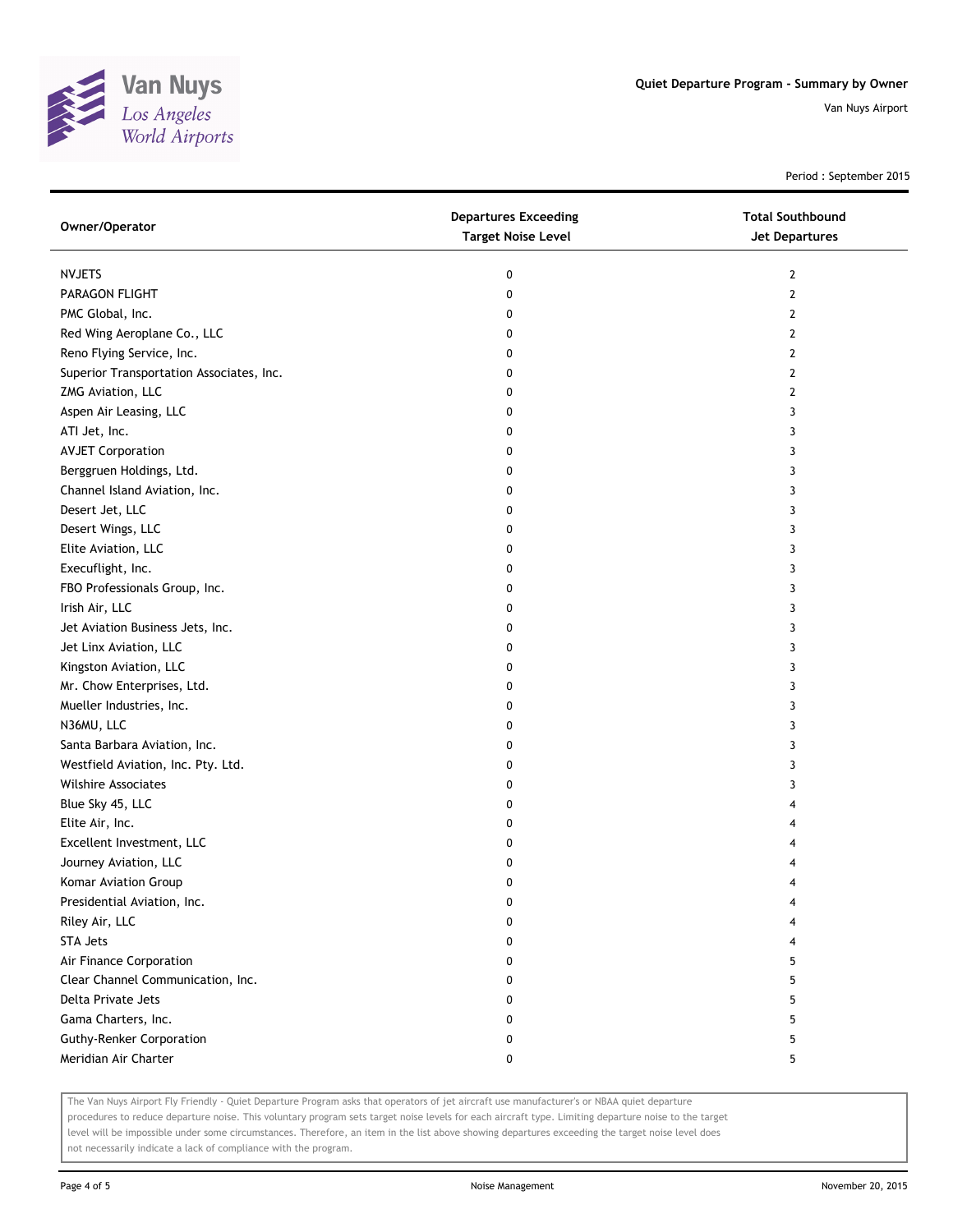# Quiet Departure Program - Summary by Owner

Van Nuys Airport

Period : September 2015

| Owner/Operator | Departures Exceeding Target Noise Level | Total Southbound Jet Departures |
|---|---|---|
| NVJETS | 0 | 2 |
| PARAGON FLIGHT | 0 | 2 |
| PMC Global, Inc. | 0 | 2 |
| Red Wing Aeroplane Co., LLC | 0 | 2 |
| Reno Flying Service, Inc. | 0 | 2 |
| Superior Transportation Associates, Inc. | 0 | 2 |
| ZMG Aviation, LLC | 0 | 2 |
| Aspen Air Leasing, LLC | 0 | 3 |
| ATI Jet, Inc. | 0 | 3 |
| AVJET Corporation | 0 | 3 |
| Berggruen Holdings, Ltd. | 0 | 3 |
| Channel Island Aviation, Inc. | 0 | 3 |
| Desert Jet, LLC | 0 | 3 |
| Desert Wings, LLC | 0 | 3 |
| Elite Aviation, LLC | 0 | 3 |
| Execuflight, Inc. | 0 | 3 |
| FBO Professionals Group, Inc. | 0 | 3 |
| Irish Air, LLC | 0 | 3 |
| Jet Aviation Business Jets, Inc. | 0 | 3 |
| Jet Linx Aviation, LLC | 0 | 3 |
| Kingston Aviation, LLC | 0 | 3 |
| Mr. Chow Enterprises, Ltd. | 0 | 3 |
| Mueller Industries, Inc. | 0 | 3 |
| N36MU, LLC | 0 | 3 |
| Santa Barbara Aviation, Inc. | 0 | 3 |
| Westfield Aviation, Inc. Pty. Ltd. | 0 | 3 |
| Wilshire Associates | 0 | 3 |
| Blue Sky 45, LLC | 0 | 4 |
| Elite Air, Inc. | 0 | 4 |
| Excellent Investment, LLC | 0 | 4 |
| Journey Aviation, LLC | 0 | 4 |
| Komar Aviation Group | 0 | 4 |
| Presidential Aviation, Inc. | 0 | 4 |
| Riley Air, LLC | 0 | 4 |
| STA Jets | 0 | 4 |
| Air Finance Corporation | 0 | 5 |
| Clear Channel Communication, Inc. | 0 | 5 |
| Delta Private Jets | 0 | 5 |
| Gama Charters, Inc. | 0 | 5 |
| Guthy-Renker Corporation | 0 | 5 |
| Meridian Air Charter | 0 | 5 |

The Van Nuys Airport Fly Friendly - Quiet Departure Program asks that operators of jet aircraft use manufacturer's or NBAA quiet departure procedures to reduce departure noise. This voluntary program sets target noise levels for each aircraft type. Limiting departure noise to the target level will be impossible under some circumstances. Therefore, an item in the list above showing departures exceeding the target noise level does not necessarily indicate a lack of compliance with the program.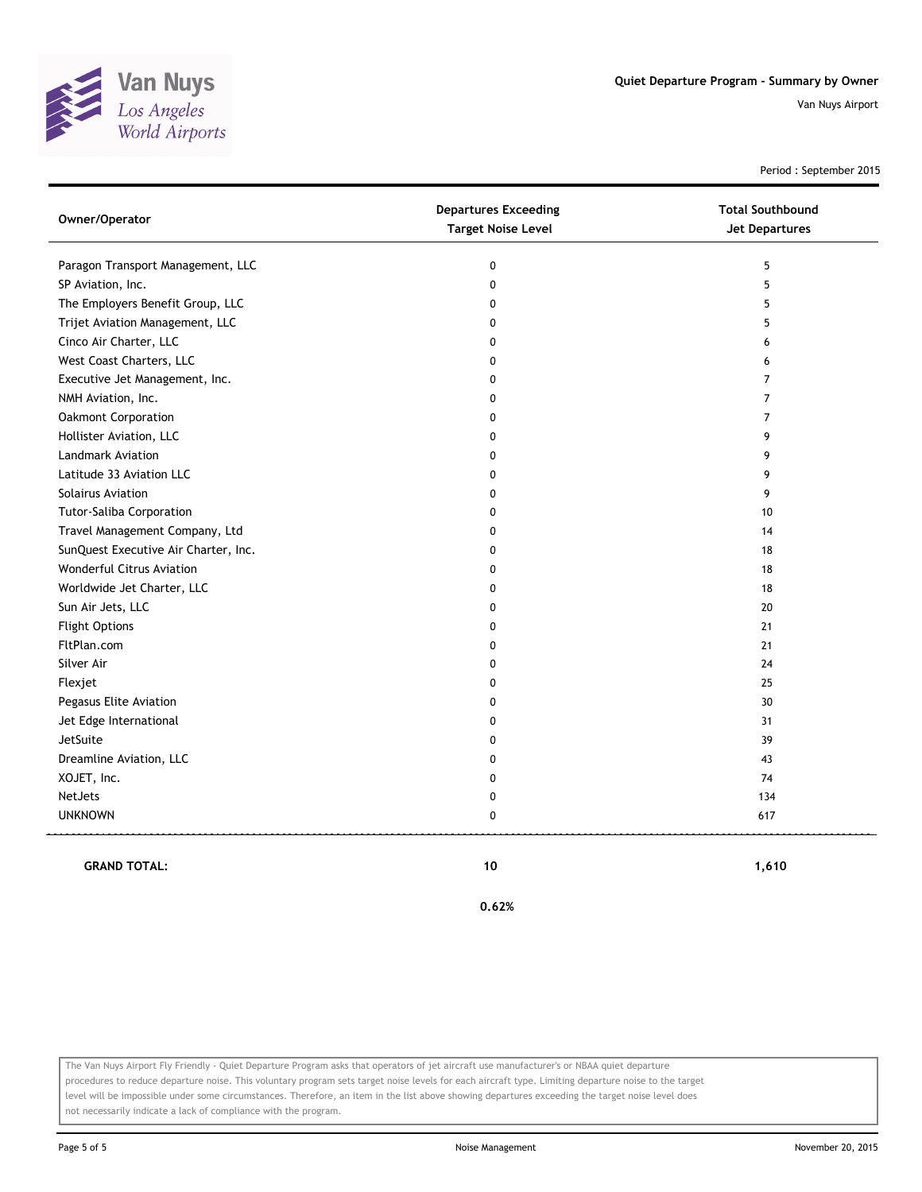Van Nuys
*Los Angeles World Airports*

**Quiet Departure Program - Summary by Owner**

Van Nuys Airport

Period : September 2015

| Owner/Operator | Departures Exceeding Target Noise Level | Total Southbound Jet Departures |
|---|---|---|
| Paragon Transport Management, LLC | 0 | 5 |
| SP Aviation, Inc. | 0 | 5 |
| The Employers Benefit Group, LLC | 0 | 5 |
| Trijet Aviation Management, LLC | 0 | 5 |
| Cinco Air Charter, LLC | 0 | 6 |
| West Coast Charters, LLC | 0 | 6 |
| Executive Jet Management, Inc. | 0 | 7 |
| NMH Aviation, Inc. | 0 | 7 |
| Oakmont Corporation | 0 | 7 |
| Hollister Aviation, LLC | 0 | 9 |
| Landmark Aviation | 0 | 9 |
| Latitude 33 Aviation LLC | 0 | 9 |
| Solairus Aviation | 0 | 9 |
| Tutor-Saliba Corporation | 0 | 10 |
| Travel Management Company, Ltd | 0 | 14 |
| SunQuest Executive Air Charter, Inc. | 0 | 18 |
| Wonderful Citrus Aviation | 0 | 18 |
| Worldwide Jet Charter, LLC | 0 | 18 |
| Sun Air Jets, LLC | 0 | 20 |
| Flight Options | 0 | 21 |
| FltPlan.com | 0 | 21 |
| Silver Air | 0 | 24 |
| Flexjet | 0 | 25 |
| Pegasus Elite Aviation | 0 | 30 |
| Jet Edge International | 0 | 31 |
| JetSuite | 0 | 39 |
| Dreamline Aviation, LLC | 0 | 43 |
| XOJET, Inc. | 0 | 74 |
| NetJets | 0 | 134 |
| UNKNOWN | 0 | 617 |
| **GRAND TOTAL:** | **10** | **1,610** |
| | **0.62%** | |

The Van Nuys Airport Fly Friendly - Quiet Departure Program asks that operators of jet aircraft use manufacturer's or NBAA quiet departure procedures to reduce departure noise. This voluntary program sets target noise levels for each aircraft type. Limiting departure noise to the target level will be impossible under some circumstances. Therefore, an item in the list above showing departures exceeding the target noise level does not necessarily indicate a lack of compliance with the program.

Noise Management

November 20, 2015